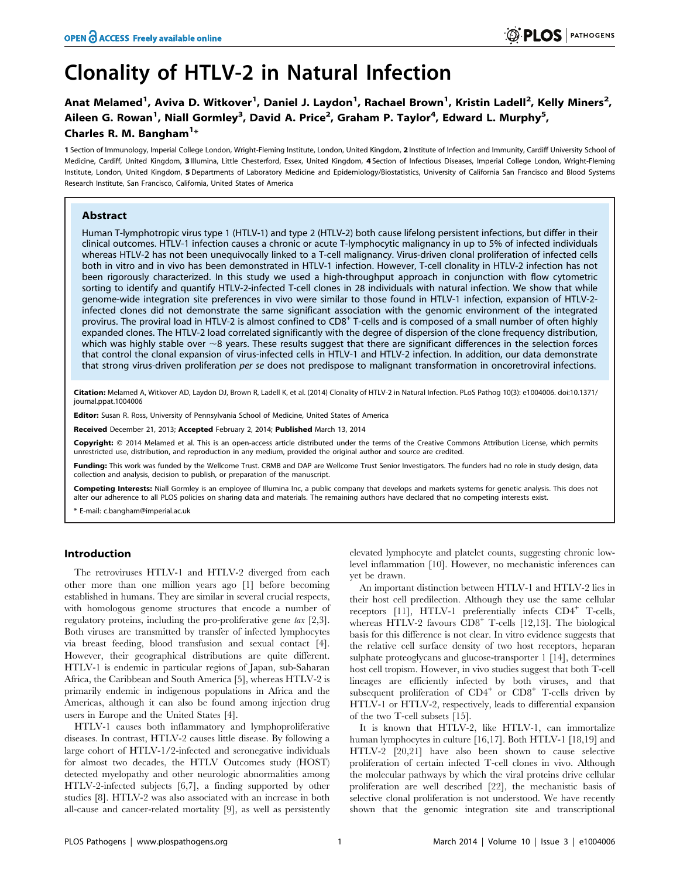# Clonality of HTLV-2 in Natural Infection

**Anat Melamed[1], Aviva D. Witkover[1], Daniel J. Laydon[1], Rachael Brown[1], Kristin Ladell[2], Kelly Miners[2], Aileen G. Rowan[1], Niall Gormley[3], David A. Price[2], Graham P. Taylor[4], Edward L. Murphy[5], Charles R. M. Bangham[1]***

1 Section of Immunology, Imperial College London, Wright-Fleming Institute, London, United Kingdom, 2 Institute of Infection and Immunity, Cardiff University School of Medicine, Cardiff, United Kingdom, 3 Illumina, Little Chesterford, Essex, United Kingdom, 4 Section of Infectious Diseases, Imperial College London, Wright-Fleming Institute, London, United Kingdom, 5 Departments of Laboratory Medicine and Epidemiology/Biostatistics, University of California San Francisco and Blood Systems Research Institute, San Francisco, California, United States of America

## Abstract

Human T-lymphotropic virus type 1 (HTLV-1) and type 2 (HTLV-2) both cause lifelong persistent infections, but differ in their clinical outcomes. HTLV-1 infection causes a chronic or acute T-lymphocytic malignancy in up to 5% of infected individuals whereas HTLV-2 has not been unequivocally linked to a T-cell malignancy. Virus-driven clonal proliferation of infected cells both in vitro and in vivo has been demonstrated in HTLV-1 infection. However, T-cell clonality in HTLV-2 infection has not been rigorously characterized. In this study we used a high-throughput approach in conjunction with flow cytometric sorting to identify and quantify HTLV-2-infected T-cell clones in 28 individuals with natural infection. We show that while genome-wide integration site preferences in vivo were similar to those found in HTLV-1 infection, expansion of HTLV-2-infected clones did not demonstrate the same significant association with the genomic environment of the integrated provirus. The proviral load in HTLV-2 is almost confined to $CD8^+$ T-cells and is composed of a small number of often highly expanded clones. The HTLV-2 load correlated significantly with the degree of dispersion of the clone frequency distribution, which was highly stable over ~8 years. These results suggest that there are significant differences in the selection forces that control the clonal expansion of virus-infected cells in HTLV-1 and HTLV-2 infection. In addition, our data demonstrate that strong virus-driven proliferation *per se* does not predispose to malignant transformation in oncoretroviral infections.

**Citation:** Melamed A, Witkover AD, Laydon DJ, Brown R, Ladell K, et al. (2014) Clonality of HTLV-2 in Natural Infection. PLoS Pathog 10(3): e1004006. doi:10.1371/journal.ppat.1004006

**Editor:** Susan R. Ross, University of Pennsylvania School of Medicine, United States of America

**Received** December 21, 2013; **Accepted** February 2, 2014; **Published** March 13, 2014

**Copyright:** © 2014 Melamed et al. This is an open-access article distributed under the terms of the Creative Commons Attribution License, which permits unrestricted use, distribution, and reproduction in any medium, provided the original author and source are credited.

**Funding:** This work was funded by the Wellcome Trust. CRMB and DAP are Wellcome Trust Senior Investigators. The funders had no role in study design, data collection and analysis, decision to publish, or preparation of the manuscript.

**Competing Interests:** Niall Gormley is an employee of Illumina Inc, a public company that develops and markets systems for genetic analysis. This does not alter our adherence to all PLOS policies on sharing data and materials. The remaining authors have declared that no competing interests exist.

* E-mail: c.bangham@imperial.ac.uk

## Introduction

The retroviruses HTLV-1 and HTLV-2 diverged from each other more than one million years ago [1] before becoming established in humans. They are similar in several crucial respects, with homologous genome structures that encode a number of regulatory proteins, including the pro-proliferative gene *tax* [2,3]. Both viruses are transmitted by transfer of infected lymphocytes via breast feeding, blood transfusion and sexual contact [4]. However, their geographical distributions are quite different. HTLV-1 is endemic in particular regions of Japan, sub-Saharan Africa, the Caribbean and South America [5], whereas HTLV-2 is primarily endemic in indigenous populations in Africa and the Americas, although it can also be found among injection drug users in Europe and the United States [4].

HTLV-1 causes both inflammatory and lymphoproliferative diseases. In contrast, HTLV-2 causes little disease. By following a large cohort of HTLV-1/2-infected and seronegative individuals for almost two decades, the HTLV Outcomes study (HOST) detected myelopathy and other neurologic abnormalities among HTLV-2-infected subjects [6,7], a finding supported by other studies [8]. HTLV-2 was also associated with an increase in both all-cause and cancer-related mortality [9], as well as persistently elevated lymphocyte and platelet counts, suggesting chronic low-level inflammation [10]. However, no mechanistic inferences can yet be drawn.

An important distinction between HTLV-1 and HTLV-2 lies in their host cell predilection. Although they use the same cellular receptors [11], HTLV-1 preferentially infects $CD4^+$ T-cells, whereas HTLV-2 favours $CD8^+$ T-cells [12,13]. The biological basis for this difference is not clear. In vitro evidence suggests that the relative cell surface density of two host receptors, heparan sulphate proteoglycans and glucose-transporter 1 [14], determines host cell tropism. However, in vivo studies suggest that both T-cell lineages are efficiently infected by both viruses, and that subsequent proliferation of $CD4^+$ or $CD8^+$ T-cells driven by HTLV-1 or HTLV-2, respectively, leads to differential expansion of the two T-cell subsets [15].

It is known that HTLV-2, like HTLV-1, can immortalize human lymphocytes in culture [16,17]. Both HTLV-1 [18,19] and HTLV-2 [20,21] have also been shown to cause selective proliferation of certain infected T-cell clones in vivo. Although the molecular pathways by which the viral proteins drive cellular proliferation are well described [22], the mechanistic basis of selective clonal proliferation is not understood. We have recently shown that the genomic integration site and transcriptional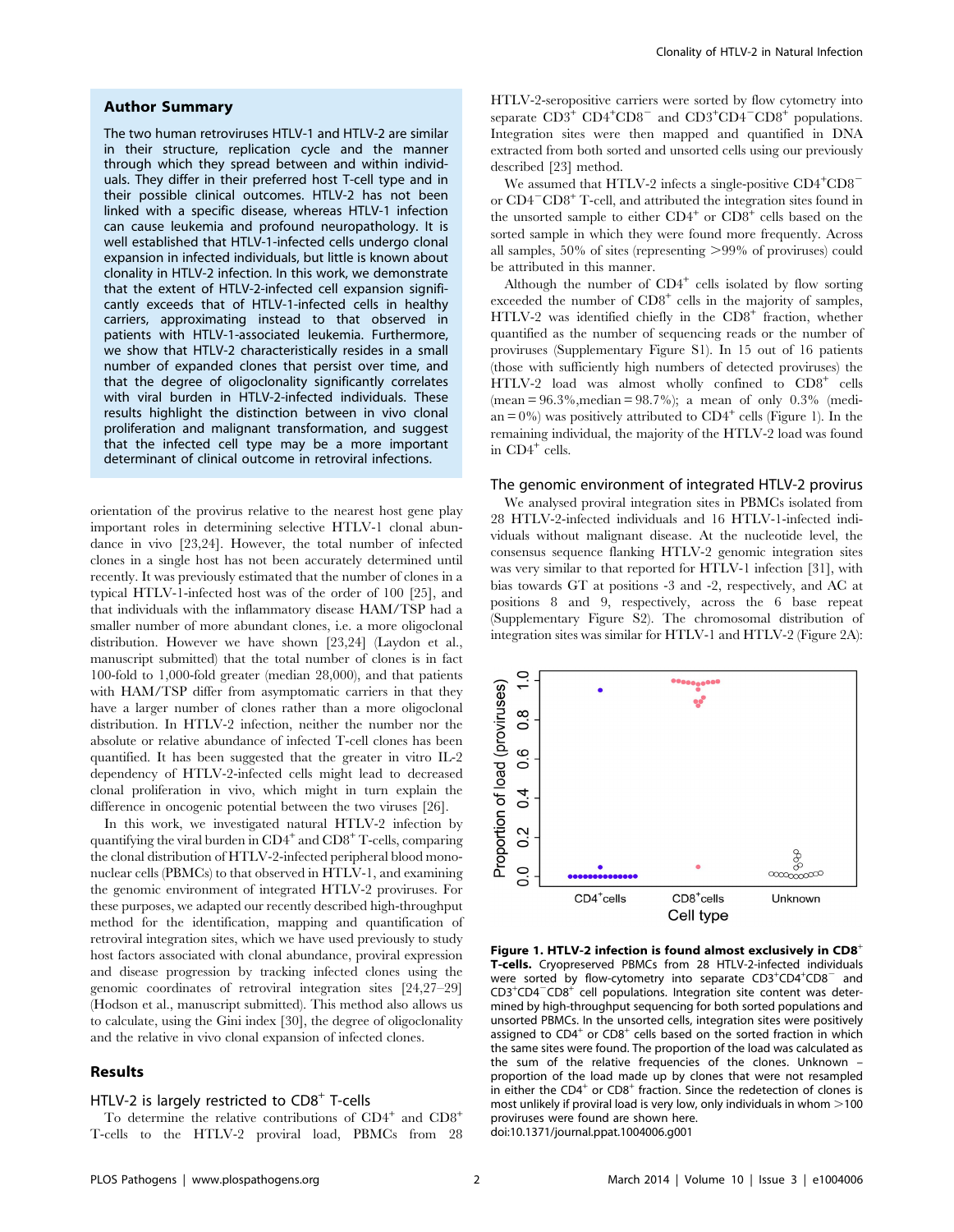## Author Summary

The two human retroviruses HTLV-1 and HTLV-2 are similar in their structure, replication cycle and the manner through which they spread between and within individuals. They differ in their preferred host T-cell type and in their possible clinical outcomes. HTLV-2 has not been linked with a specific disease, whereas HTLV-1 infection can cause leukemia and profound neuropathology. It is well established that HTLV-1-infected cells undergo clonal expansion in infected individuals, but little is known about clonality in HTLV-2 infection. In this work, we demonstrate that the extent of HTLV-2-infected cell expansion significantly exceeds that of HTLV-1-infected cells in healthy carriers, approximating instead to that observed in patients with HTLV-1-associated leukemia. Furthermore, we show that HTLV-2 characteristically resides in a small number of expanded clones that persist over time, and that the degree of oligoclonality significantly correlates with viral burden in HTLV-2-infected individuals. These results highlight the distinction between in vivo clonal proliferation and malignant transformation, and suggest that the infected cell type may be a more important determinant of clinical outcome in retroviral infections.

orientation of the provirus relative to the nearest host gene play important roles in determining selective HTLV-1 clonal abundance in vivo [23,24]. However, the total number of infected clones in a single host has not been accurately determined until recently. It was previously estimated that the number of clones in a typical HTLV-1-infected host was of the order of 100 [25], and that individuals with the inflammatory disease HAM/TSP had a smaller number of more abundant clones, i.e. a more oligoclonal distribution. However we have shown [23,24] (Laydon et al., manuscript submitted) that the total number of clones is in fact 100-fold to 1,000-fold greater (median 28,000), and that patients with HAM/TSP differ from asymptomatic carriers in that they have a larger number of clones rather than a more oligoclonal distribution. In HTLV-2 infection, neither the number nor the absolute or relative abundance of infected T-cell clones has been quantified. It has been suggested that the greater in vitro IL-2 dependency of HTLV-2-infected cells might lead to decreased clonal proliferation in vivo, which might in turn explain the difference in oncogenic potential between the two viruses [26].

In this work, we investigated natural HTLV-2 infection by quantifying the viral burden in $CD4^+$ and $CD8^+$ T-cells, comparing the clonal distribution of HTLV-2-infected peripheral blood mononuclear cells (PBMCs) to that observed in HTLV-1, and examining the genomic environment of integrated HTLV-2 proviruses. For these purposes, we adapted our recently described high-throughput method for the identification, mapping and quantification of retroviral integration sites, which we have used previously to study host factors associated with clonal abundance, proviral expression and disease progression by tracking infected clones using the genomic coordinates of retroviral integration sites [24,27–29] (Hodson et al., manuscript submitted). This method also allows us to calculate, using the Gini index [30], the degree of oligoclonality and the relative in vivo clonal expansion of infected clones.

## Results

### HTLV-2 is largely restricted to $CD8^+$ T-cells

To determine the relative contributions of $CD4^+$ and $CD8^+$ T-cells to the HTLV-2 proviral load, PBMCs from 28 HTLV-2-seropositive carriers were sorted by flow cytometry into separate $CD3^+$ $CD4^+CD8^-$ and $CD3^+CD4^-CD8^+$ populations. Integration sites were then mapped and quantified in DNA extracted from both sorted and unsorted cells using our previously described [23] method.

We assumed that HTLV-2 infects a single-positive $CD4^+CD8^-$ or $CD4^-CD8^+$ T-cell, and attributed the integration sites found in the unsorted sample to either $CD4^+$ or $CD8^+$ cells based on the sorted sample in which they were found more frequently. Across all samples, 50% of sites (representing >99% of proviruses) could be attributed in this manner.

Although the number of $CD4^+$ cells isolated by flow sorting exceeded the number of $CD8^+$ cells in the majority of samples, HTLV-2 was identified chiefly in the $CD8^+$ fraction, whether quantified as the number of sequencing reads or the number of proviruses (Supplementary Figure S1). In 15 out of 16 patients (those with sufficiently high numbers of detected proviruses) the HTLV-2 load was almost wholly confined to $CD8^+$ cells (mean = 96.3%, median = 98.7%); a mean of only 0.3% (median = 0%) was positively attributed to $CD4^+$ cells (Figure 1). In the remaining individual, the majority of the HTLV-2 load was found in $CD4^+$ cells.

**Figure 1. HTLV-2 infection is found almost exclusively in $CD8^+$ T-cells.** Cryopreserved PBMCs from 28 HTLV-2-infected individuals were sorted by flow-cytometry into separate $CD3^+CD4^+CD8^-$ and $CD3^+CD4^-CD8^+$ cell populations. Integration site content was determined by high-throughput sequencing for both sorted populations and unsorted PBMCs. In the unsorted cells, integration sites were positively assigned to $CD4^+$ or $CD8^+$ cells based on the sorted fraction in which the same sites were found. The proportion of the load was calculated as the sum of the relative frequencies of the clones. Unknown – proportion of the load made up by clones that were not resampled in either the $CD4^+$ or $CD8^+$ fraction. Since the redetection of clones is most unlikely if proviral load is very low, only individuals in whom >100 proviruses were found are shown here.
doi:10.1371/journal.ppat.1004006.g001

### The genomic environment of integrated HTLV-2 provirus

We analysed proviral integration sites in PBMCs isolated from 28 HTLV-2-infected individuals and 16 HTLV-1-infected individuals without malignant disease. At the nucleotide level, the consensus sequence flanking HTLV-2 genomic integration sites was very similar to that reported for HTLV-1 infection [31], with bias towards GT at positions -3 and -2, respectively, and AC at positions 8 and 9, respectively, across the 6 base repeat (Supplementary Figure S2). The chromosomal distribution of integration sites was similar for HTLV-1 and HTLV-2 (Figure 2A):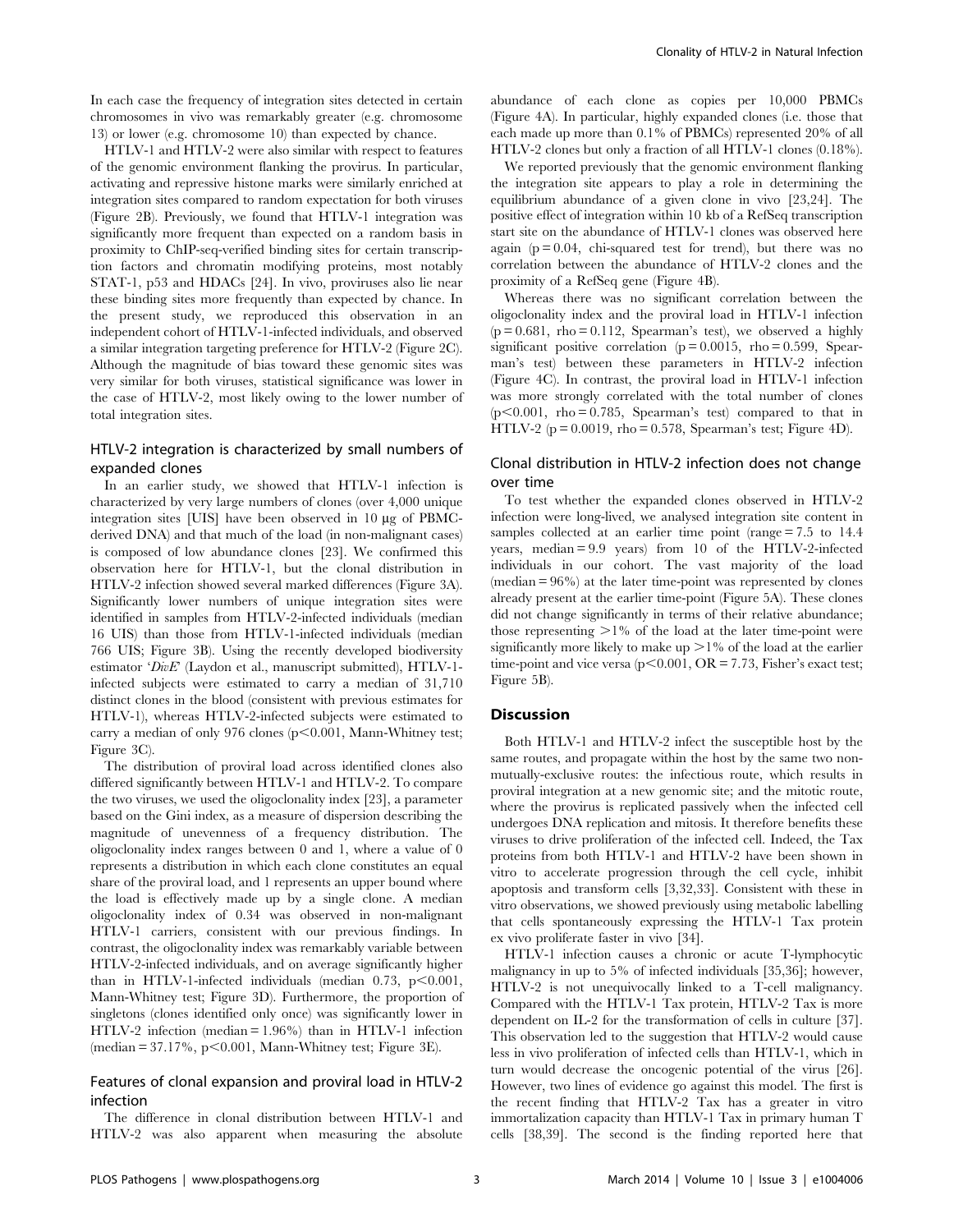In each case the frequency of integration sites detected in certain chromosomes in vivo was remarkably greater (e.g. chromosome 13) or lower (e.g. chromosome 10) than expected by chance.

HTLV-1 and HTLV-2 were also similar with respect to features of the genomic environment flanking the provirus. In particular, activating and repressive histone marks were similarly enriched at integration sites compared to random expectation for both viruses (Figure 2B). Previously, we found that HTLV-1 integration was significantly more frequent than expected on a random basis in proximity to ChIP-seq-verified binding sites for certain transcription factors and chromatin modifying proteins, most notably STAT-1, p53 and HDACs [24]. In vivo, proviruses also lie near these binding sites more frequently than expected by chance. In the present study, we reproduced this observation in an independent cohort of HTLV-1-infected individuals, and observed a similar integration targeting preference for HTLV-2 (Figure 2C). Although the magnitude of bias toward these genomic sites was very similar for both viruses, statistical significance was lower in the case of HTLV-2, most likely owing to the lower number of total integration sites.

## HTLV-2 integration is characterized by small numbers of expanded clones

In an earlier study, we showed that HTLV-1 infection is characterized by very large numbers of clones (over 4,000 unique integration sites [UIS] have been observed in 10 μg of PBMC-derived DNA) and that much of the load (in non-malignant cases) is composed of low abundance clones [23]. We confirmed this observation here for HTLV-1, but the clonal distribution in HTLV-2 infection showed several marked differences (Figure 3A). Significantly lower numbers of unique integration sites were identified in samples from HTLV-2-infected individuals (median 16 UIS) than those from HTLV-1-infected individuals (median 766 UIS; Figure 3B). Using the recently developed biodiversity estimator '*DivE*' (Laydon et al., manuscript submitted), HTLV-1-infected subjects were estimated to carry a median of 31,710 distinct clones in the blood (consistent with previous estimates for HTLV-1), whereas HTLV-2-infected subjects were estimated to carry a median of only 976 clones ($p<0.001$, Mann-Whitney test; Figure 3C).

The distribution of proviral load across identified clones also differed significantly between HTLV-1 and HTLV-2. To compare the two viruses, we used the oligoclonality index [23], a parameter based on the Gini index, as a measure of dispersion describing the magnitude of unevenness of a frequency distribution. The oligoclonality index ranges between 0 and 1, where a value of 0 represents a distribution in which each clone constitutes an equal share of the proviral load, and 1 represents an upper bound where the load is effectively made up by a single clone. A median oligoclonality index of 0.34 was observed in non-malignant HTLV-1 carriers, consistent with our previous findings. In contrast, the oligoclonality index was remarkably variable between HTLV-2-infected individuals, and on average significantly higher than in HTLV-1-infected individuals (median 0.73, $p<0.001$, Mann-Whitney test; Figure 3D). Furthermore, the proportion of singletons (clones identified only once) was significantly lower in HTLV-2 infection (median = 1.96%) than in HTLV-1 infection (median = 37.17%, $p<0.001$, Mann-Whitney test; Figure 3E).

## Features of clonal expansion and proviral load in HTLV-2 infection

The difference in clonal distribution between HTLV-1 and HTLV-2 was also apparent when measuring the absolute abundance of each clone as copies per 10,000 PBMCs (Figure 4A). In particular, highly expanded clones (i.e. those that each made up more than 0.1% of PBMCs) represented 20% of all HTLV-2 clones but only a fraction of all HTLV-1 clones (0.18%).

We reported previously that the genomic environment flanking the integration site appears to play a role in determining the equilibrium abundance of a given clone in vivo [23,24]. The positive effect of integration within 10 kb of a RefSeq transcription start site on the abundance of HTLV-1 clones was observed here again ($p = 0.04$, chi-squared test for trend), but there was no correlation between the abundance of HTLV-2 clones and the proximity of a RefSeq gene (Figure 4B).

Whereas there was no significant correlation between the oligoclonality index and the proviral load in HTLV-1 infection ($p = 0.681$, rho = 0.112, Spearman's test), we observed a highly significant positive correlation ($p = 0.0015$, rho = 0.599, Spearman's test) between these parameters in HTLV-2 infection (Figure 4C). In contrast, the proviral load in HTLV-1 infection was more strongly correlated with the total number of clones ($p<0.001$, rho = 0.785, Spearman's test) compared to that in HTLV-2 ($p = 0.0019$, rho = 0.578, Spearman's test; Figure 4D).

## Clonal distribution in HTLV-2 infection does not change over time

To test whether the expanded clones observed in HTLV-2 infection were long-lived, we analysed integration site content in samples collected at an earlier time point (range = 7.5 to 14.4 years, median = 9.9 years) from 10 of the HTLV-2-infected individuals in our cohort. The vast majority of the load (median = 96%) at the later time-point was represented by clones already present at the earlier time-point (Figure 5A). These clones did not change significantly in terms of their relative abundance; those representing >1% of the load at the later time-point were significantly more likely to make up >1% of the load at the earlier time-point and vice versa ($p<0.001$, OR = 7.73, Fisher's exact test; Figure 5B).

# Discussion

Both HTLV-1 and HTLV-2 infect the susceptible host by the same routes, and propagate within the host by the same two non-mutually-exclusive routes: the infectious route, which results in proviral integration at a new genomic site; and the mitotic route, where the provirus is replicated passively when the infected cell undergoes DNA replication and mitosis. It therefore benefits these viruses to drive proliferation of the infected cell. Indeed, the Tax proteins from both HTLV-1 and HTLV-2 have been shown in vitro to accelerate progression through the cell cycle, inhibit apoptosis and transform cells [3,32,33]. Consistent with these in vitro observations, we showed previously using metabolic labelling that cells spontaneously expressing the HTLV-1 Tax protein ex vivo proliferate faster in vivo [34].

HTLV-1 infection causes a chronic or acute T-lymphocytic malignancy in up to 5% of infected individuals [35,36]; however, HTLV-2 is not unequivocally linked to a T-cell malignancy. Compared with the HTLV-1 Tax protein, HTLV-2 Tax is more dependent on IL-2 for the transformation of cells in culture [37]. This observation led to the suggestion that HTLV-2 would cause less in vivo proliferation of infected cells than HTLV-1, which in turn would decrease the oncogenic potential of the virus [26]. However, two lines of evidence go against this model. The first is the recent finding that HTLV-2 Tax has a greater in vitro immortalization capacity than HTLV-1 Tax in primary human T cells [38,39]. The second is the finding reported here that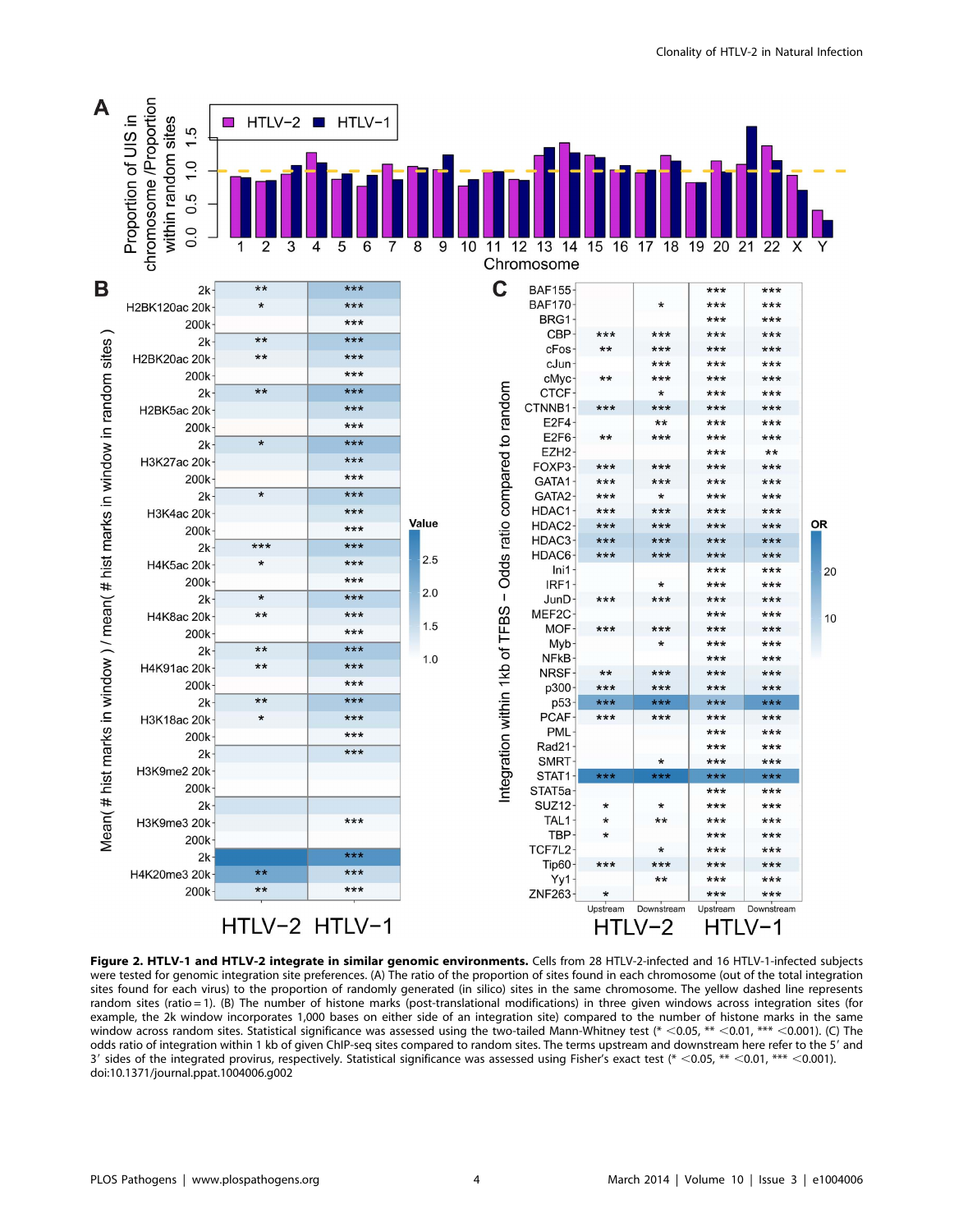**Figure 2. HTLV-1 and HTLV-2 integrate in similar genomic environments.** Cells from 28 HTLV-2-infected and 16 HTLV-1-infected subjects were tested for genomic integration site preferences. (A) The ratio of the proportion of sites found in each chromosome (out of the total integration sites found for each virus) to the proportion of randomly generated (in silico) sites in the same chromosome. The yellow dashed line represents random sites (ratio = 1). (B) The number of histone marks (post-translational modifications) in three given windows across integration sites (for example, the 2k window incorporates 1,000 bases on either side of an integration site) compared to the number of histone marks in the same window across random sites. Statistical significance was assessed using the two-tailed Mann-Whitney test (* <0.05, ** <0.01, *** <0.001). (C) The odds ratio of integration within 1 kb of given ChIP-seq sites compared to random sites. The terms upstream and downstream here refer to the 5′ and 3′ sides of the integrated provirus, respectively. Statistical significance was assessed using Fisher's exact test (* <0.05, ** <0.01, *** <0.001).
doi:10.1371/journal.ppat.1004006.g002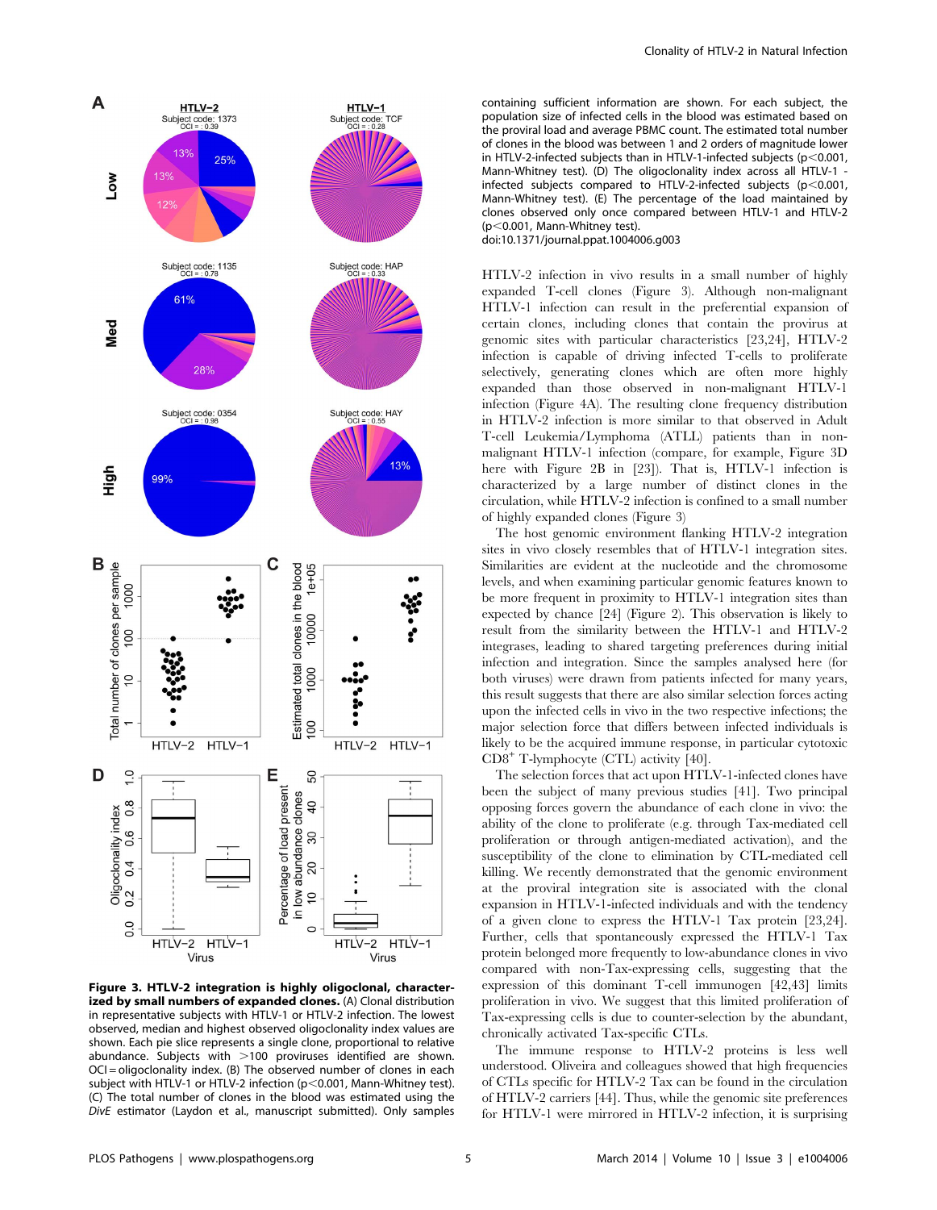**Figure 3. HTLV-2 integration is highly oligoclonal, characterized by small numbers of expanded clones.** (A) Clonal distribution in representative subjects with HTLV-1 or HTLV-2 infection. The lowest observed, median and highest observed oligoclonality index values are shown. Each pie slice represents a single clone, proportional to relative abundance. Subjects with >100 proviruses identified are shown. OCI = oligoclonality index. (B) The observed number of clones in each subject with HTLV-1 or HTLV-2 infection ($p<0.001$, Mann-Whitney test). (C) The total number of clones in the blood was estimated using the *DivE* estimator (Laydon et al., manuscript submitted). Only samples containing sufficient information are shown. For each subject, the population size of infected cells in the blood was estimated based on the proviral load and average PBMC count. The estimated total number of clones in the blood was between 1 and 2 orders of magnitude lower in HTLV-2-infected subjects than in HTLV-1-infected subjects ($p<0.001$, Mann-Whitney test). (D) The oligoclonality index across all HTLV-1 - infected subjects compared to HTLV-2-infected subjects ($p<0.001$, Mann-Whitney test). (E) The percentage of the load maintained by clones observed only once compared between HTLV-1 and HTLV-2 ($p<0.001$, Mann-Whitney test).
doi:10.1371/journal.ppat.1004006.g003

HTLV-2 infection in vivo results in a small number of highly expanded T-cell clones (Figure 3). Although non-malignant HTLV-1 infection can result in the preferential expansion of certain clones, including clones that contain the provirus at genomic sites with particular characteristics [23,24], HTLV-2 infection is capable of driving infected T-cells to proliferate selectively, generating clones which are often more highly expanded than those observed in non-malignant HTLV-1 infection (Figure 4A). The resulting clone frequency distribution in HTLV-2 infection is more similar to that observed in Adult T-cell Leukemia/Lymphoma (ATLL) patients than in non-malignant HTLV-1 infection (compare, for example, Figure 3D here with Figure 2B in [23]). That is, HTLV-1 infection is characterized by a large number of distinct clones in the circulation, while HTLV-2 infection is confined to a small number of highly expanded clones (Figure 3)

The host genomic environment flanking HTLV-2 integration sites in vivo closely resembles that of HTLV-1 integration sites. Similarities are evident at the nucleotide and the chromosome levels, and when examining particular genomic features known to be more frequent in proximity to HTLV-1 integration sites than expected by chance [24] (Figure 2). This observation is likely to result from the similarity between the HTLV-1 and HTLV-2 integrases, leading to shared targeting preferences during initial infection and integration. Since the samples analysed here (for both viruses) were drawn from patients infected for many years, this result suggests that there are also similar selection forces acting upon the infected cells in vivo in the two respective infections; the major selection force that differs between infected individuals is likely to be the acquired immune response, in particular cytotoxic $CD8^+$ T-lymphocyte (CTL) activity [40].

The selection forces that act upon HTLV-1-infected clones have been the subject of many previous studies [41]. Two principal opposing forces govern the abundance of each clone in vivo: the ability of the clone to proliferate (e.g. through Tax-mediated cell proliferation or through antigen-mediated activation), and the susceptibility of the clone to elimination by CTL-mediated cell killing. We recently demonstrated that the genomic environment at the proviral integration site is associated with the clonal expansion in HTLV-1-infected individuals and with the tendency of a given clone to express the HTLV-1 Tax protein [23,24]. Further, cells that spontaneously expressed the HTLV-1 Tax protein belonged more frequently to low-abundance clones in vivo compared with non-Tax-expressing cells, suggesting that the expression of this dominant T-cell immunogen [42,43] limits proliferation in vivo. We suggest that this limited proliferation of Tax-expressing cells is due to counter-selection by the abundant, chronically activated Tax-specific CTLs.

The immune response to HTLV-2 proteins is less well understood. Oliveira and colleagues showed that high frequencies of CTLs specific for HTLV-2 Tax can be found in the circulation of HTLV-2 carriers [44]. Thus, while the genomic site preferences for HTLV-1 were mirrored in HTLV-2 infection, it is surprising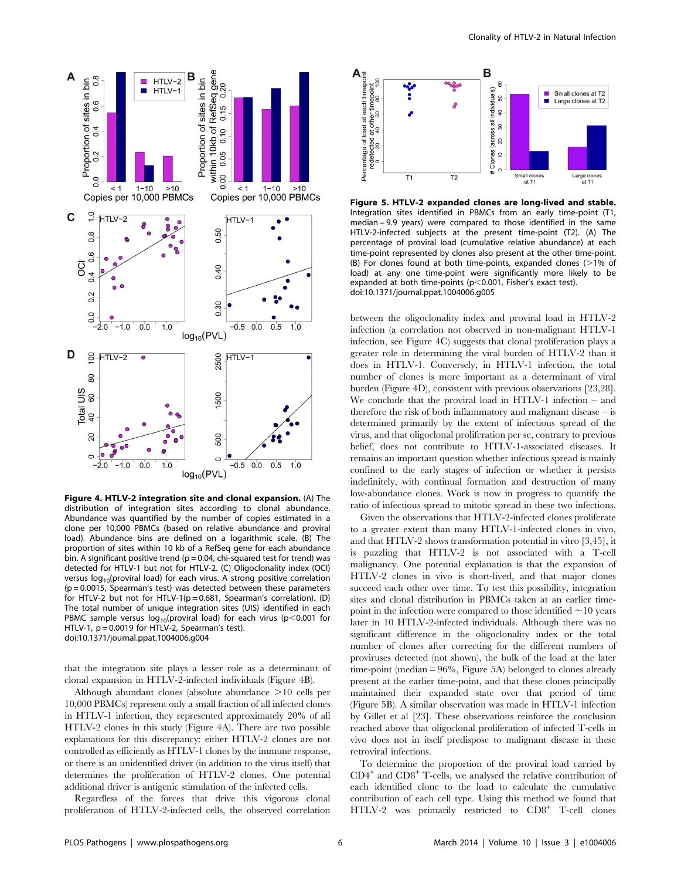**Figure 4. HTLV-2 integration site and clonal expansion.** (A) The distribution of integration sites according to clonal abundance. Abundance was quantified by the number of copies estimated in a clone per 10,000 PBMCs (based on relative abundance and proviral load). Abundance bins are defined on a logarithmic scale. (B) The proportion of sites within 10 kb of a RefSeq gene for each abundance bin. A significant positive trend ($p = 0.04$, chi-squared test for trend) was detected for HTLV-1 but not for HTLV-2. (C) Oligoclonality index (OCI) versus $\log_{10}$(proviral load) for each virus. A strong positive correlation ($p = 0.0015$, Spearman's test) was detected between these parameters for HTLV-2 but not for HTLV-1($p = 0.681$, Spearman's correlation). (D) The total number of unique integration sites (UIS) identified in each PBMC sample versus $\log_{10}$(proviral load) for each virus ($p < 0.001$ for HTLV-1, $p = 0.0019$ for HTLV-2, Spearman's test).
doi:10.1371/journal.ppat.1004006.g004

that the integration site plays a lesser role as a determinant of clonal expansion in HTLV-2-infected individuals (Figure 4B).

Although abundant clones (absolute abundance >10 cells per 10,000 PBMCs) represent only a small fraction of all infected clones in HTLV-1 infection, they represented approximately 20% of all HTLV-2 clones in this study (Figure 4A). There are two possible explanations for this discrepancy: either HTLV-2 clones are not controlled as efficiently as HTLV-1 clones by the immune response, or there is an unidentified driver (in addition to the virus itself) that determines the proliferation of HTLV-2 clones. One potential additional driver is antigenic stimulation of the infected cells.

Regardless of the forces that drive this vigorous clonal proliferation of HTLV-2-infected cells, the observed correlation between the oligoclonality index and proviral load in HTLV-2 infection (a correlation not observed in non-malignant HTLV-1 infection, see Figure 4C) suggests that clonal proliferation plays a greater role in determining the viral burden of HTLV-2 than it does in HTLV-1. Conversely, in HTLV-1 infection, the total number of clones is more important as a determinant of viral burden (Figure 4D), consistent with previous observations [23,28]. We conclude that the proviral load in HTLV-1 infection – and therefore the risk of both inflammatory and malignant disease – is determined primarily by the extent of infectious spread of the virus, and that oligoclonal proliferation per se, contrary to previous belief, does not contribute to HTLV-1-associated diseases. It remains an important question whether infectious spread is mainly confined to the early stages of infection or whether it persists indefinitely, with continual formation and destruction of many low-abundance clones. Work is now in progress to quantify the ratio of infectious spread to mitotic spread in these two infections.

Given the observations that HTLV-2-infected clones proliferate to a greater extent than many HTLV-1-infected clones in vivo, and that HTLV-2 shows transformation potential in vitro [3,45], it is puzzling that HTLV-2 is not associated with a T-cell malignancy. One potential explanation is that the expansion of HTLV-2 clones in vivo is short-lived, and that major clones succeed each other over time. To test this possibility, integration sites and clonal distribution in PBMCs taken at an earlier time-point in the infection were compared to those identified ~10 years later in 10 HTLV-2-infected individuals. Although there was no significant difference in the oligoclonality index or the total number of clones after correcting for the different numbers of proviruses detected (not shown), the bulk of the load at the later time-point (median = 96%, Figure 5A) belonged to clones already present at the earlier time-point, and that these clones principally maintained their expanded state over that period of time (Figure 5B). A similar observation was made in HTLV-1 infection by Gillet et al [23]. These observations reinforce the conclusion reached above that oligoclonal proliferation of infected T-cells in vivo does not in itself predispose to malignant disease in these retroviral infections.

**Figure 5. HTLV-2 expanded clones are long-lived and stable.** Integration sites identified in PBMCs from an early time-point (T1, median = 9.9 years) were compared to those identified in the same HTLV-2-infected subjects at the present time-point (T2). (A) The percentage of proviral load (cumulative relative abundance) at each time-point represented by clones also present at the other time-point. (B) For clones found at both time-points, expanded clones (>1% of load) at any one time-point were significantly more likely to be expanded at both time-points ($p < 0.001$, Fisher's exact test).
doi:10.1371/journal.ppat.1004006.g005

To determine the proportion of the proviral load carried by $CD4^+$ and $CD8^+$ T-cells, we analysed the relative contribution of each identified clone to the load to calculate the cumulative contribution of each cell type. Using this method we found that HTLV-2 was primarily restricted to $CD8^+$ T-cell clones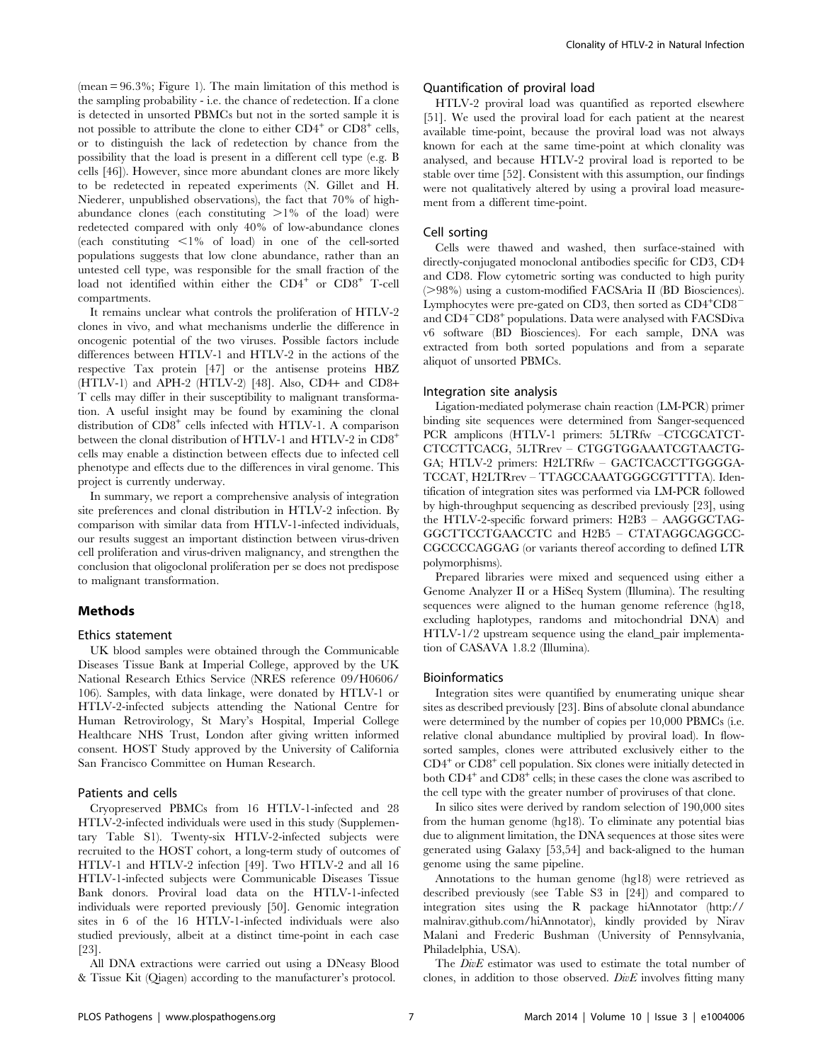(mean = 96.3%; Figure 1). The main limitation of this method is the sampling probability - i.e. the chance of redetection. If a clone is detected in unsorted PBMCs but not in the sorted sample it is not possible to attribute the clone to either $CD4^+$ or $CD8^+$ cells, or to distinguish the lack of redetection by chance from the possibility that the load is present in a different cell type (e.g. B cells [46]). However, since more abundant clones are more likely to be redetected in repeated experiments (N. Gillet and H. Niederer, unpublished observations), the fact that 70% of high-abundance clones (each constituting >1% of the load) were redetected compared with only 40% of low-abundance clones (each constituting <1% of load) in one of the cell-sorted populations suggests that low clone abundance, rather than an untested cell type, was responsible for the small fraction of the load not identified within either the $CD4^+$ or $CD8^+$ T-cell compartments.

It remains unclear what controls the proliferation of HTLV-2 clones in vivo, and what mechanisms underlie the difference in oncogenic potential of the two viruses. Possible factors include differences between HTLV-1 and HTLV-2 in the actions of the respective Tax protein [47] or the antisense proteins HBZ (HTLV-1) and APH-2 (HTLV-2) [48]. Also, CD4+ and CD8+ T cells may differ in their susceptibility to malignant transformation. A useful insight may be found by examining the clonal distribution of $CD8^+$ cells infected with HTLV-1. A comparison between the clonal distribution of HTLV-1 and HTLV-2 in $CD8^+$ cells may enable a distinction between effects due to infected cell phenotype and effects due to the differences in viral genome. This project is currently underway.

In summary, we report a comprehensive analysis of integration site preferences and clonal distribution in HTLV-2 infection. By comparison with similar data from HTLV-1-infected individuals, our results suggest an important distinction between virus-driven cell proliferation and virus-driven malignancy, and strengthen the conclusion that oligoclonal proliferation per se does not predispose to malignant transformation.

## Methods

### Ethics statement

UK blood samples were obtained through the Communicable Diseases Tissue Bank at Imperial College, approved by the UK National Research Ethics Service (NRES reference 09/H0606/106). Samples, with data linkage, were donated by HTLV-1 or HTLV-2-infected subjects attending the National Centre for Human Retrovirology, St Mary's Hospital, Imperial College Healthcare NHS Trust, London after giving written informed consent. HOST Study approved by the University of California San Francisco Committee on Human Research.

### Patients and cells

Cryopreserved PBMCs from 16 HTLV-1-infected and 28 HTLV-2-infected individuals were used in this study (Supplementary Table S1). Twenty-six HTLV-2-infected subjects were recruited to the HOST cohort, a long-term study of outcomes of HTLV-1 and HTLV-2 infection [49]. Two HTLV-2 and all 16 HTLV-1-infected subjects were Communicable Diseases Tissue Bank donors. Proviral load data on the HTLV-1-infected individuals were reported previously [50]. Genomic integration sites in 6 of the 16 HTLV-1-infected individuals were also studied previously, albeit at a distinct time-point in each case [23].

All DNA extractions were carried out using a DNeasy Blood & Tissue Kit (Qiagen) according to the manufacturer's protocol.

### Quantification of proviral load

HTLV-2 proviral load was quantified as reported elsewhere [51]. We used the proviral load for each patient at the nearest available time-point, because the proviral load was not always known for each at the same time-point at which clonality was analysed, and because HTLV-2 proviral load is reported to be stable over time [52]. Consistent with this assumption, our findings were not qualitatively altered by using a proviral load measurement from a different time-point.

### Cell sorting

Cells were thawed and washed, then surface-stained with directly-conjugated monoclonal antibodies specific for CD3, CD4 and CD8. Flow cytometric sorting was conducted to high purity (>98%) using a custom-modified FACSAria II (BD Biosciences). Lymphocytes were pre-gated on CD3, then sorted as $CD4^+CD8^-$ and $CD4^-CD8^+$ populations. Data were analysed with FACSDiva v6 software (BD Biosciences). For each sample, DNA was extracted from both sorted populations and from a separate aliquot of unsorted PBMCs.

### Integration site analysis

Ligation-mediated polymerase chain reaction (LM-PCR) primer binding site sequences were determined from Sanger-sequenced PCR amplicons (HTLV-1 primers: 5LTRfw –CTCGCATCT-CTCCTTCACG, 5LTRrev – CTGGTGGAAATCGTAACTG-GA; HTLV-2 primers: H2LTRfw – GACTCACCTTGGGGA-TCCAT, H2LTRrev – TTAGCCAAATGGGCGTTTTA). Identification of integration sites was performed via LM-PCR followed by high-throughput sequencing as described previously [23], using the HTLV-2-specific forward primers: H2B3 – AAGGGCTAG-GGCTTCCTGAACCTC and H2B5 – CTATAGGCAGGCC-CGCCCCAGGAG (or variants thereof according to defined LTR polymorphisms).

Prepared libraries were mixed and sequenced using either a Genome Analyzer II or a HiSeq System (Illumina). The resulting sequences were aligned to the human genome reference (hg18, excluding haplotypes, randoms and mitochondrial DNA) and HTLV-1/2 upstream sequence using the eland_pair implementation of CASAVA 1.8.2 (Illumina).

### Bioinformatics

Integration sites were quantified by enumerating unique shear sites as described previously [23]. Bins of absolute clonal abundance were determined by the number of copies per 10,000 PBMCs (i.e. relative clonal abundance multiplied by proviral load). In flow-sorted samples, clones were attributed exclusively either to the $CD4^+$ or $CD8^+$ cell population. Six clones were initially detected in both $CD4^+$ and $CD8^+$ cells; in these cases the clone was ascribed to the cell type with the greater number of proviruses of that clone.

In silico sites were derived by random selection of 190,000 sites from the human genome (hg18). To eliminate any potential bias due to alignment limitation, the DNA sequences at those sites were generated using Galaxy [53,54] and back-aligned to the human genome using the same pipeline.

Annotations to the human genome (hg18) were retrieved as described previously (see Table S3 in [24]) and compared to integration sites using the R package hiAnnotator (http://malnirav.github.com/hiAnnotator), kindly provided by Nirav Malani and Frederic Bushman (University of Pennsylvania, Philadelphia, USA).

The *DivE* estimator was used to estimate the total number of clones, in addition to those observed. *DivE* involves fitting many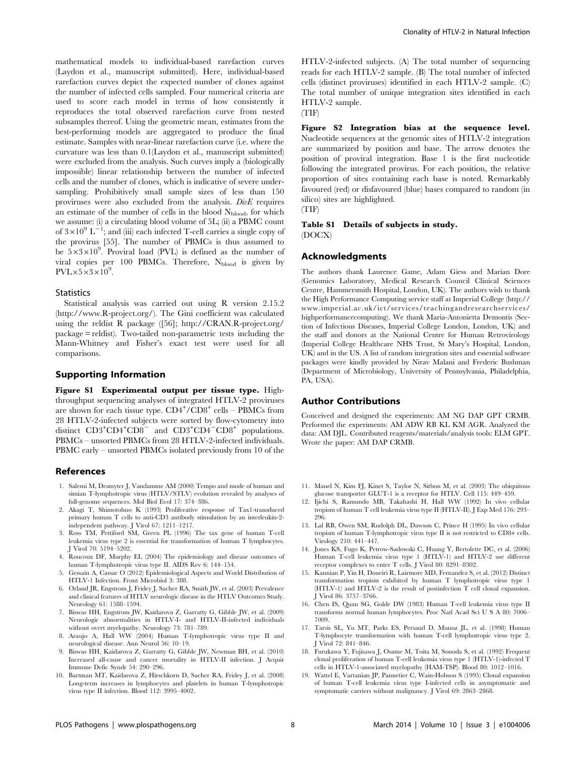mathematical models to individual-based rarefaction curves (Laydon et al., manuscript submitted). Here, individual-based rarefaction curves depict the expected number of clones against the number of infected cells sampled. Four numerical criteria are used to score each model in terms of how consistently it reproduces the total observed rarefaction curve from nested subsamples thereof. Using the geometric mean, estimates from the best-performing models are aggregated to produce the final estimate. Samples with near-linear rarefaction curve (i.e. where the curvature was less than 0.1(Laydon et al., manuscript submitted) were excluded from the analysis. Such curves imply a (biologically impossible) linear relationship between the number of infected cells and the number of clones, which is indicative of severe undersampling. Prohibitively small sample sizes of less than 150 proviruses were also excluded from the analysis. *DivE* requires an estimate of the number of cells in the blood $N_{blood}$, for which we assume: (i) a circulating blood volume of 5L; (ii) a PBMC count of $3\times10^9$ $L^{-1}$; and (iii) each infected T-cell carries a single copy of the provirus [55]. The number of PBMCs is thus assumed to be $5\times3\times10^9$. Proviral load (PVL) is defined as the number of viral copies per 100 PBMCs. Therefore, $N_{blood}$ is given by $PVL\times5\times3\times10^9$.

### Statistics

Statistical analysis was carried out using R version 2.15.2 (http://www.R-project.org/). The Gini coefficient was calculated using the reldist R package ([56]; http://CRAN.R-project.org/package = reldist). Two-tailed non-parametric tests including the Mann-Whitney and Fisher's exact test were used for all comparisons.

## Supporting Information

**Figure S1 Experimental output per tissue type.** High-throughput sequencing analyses of integrated HTLV-2 proviruses are shown for each tissue type. $CD4^+/CD8^+$ cells – PBMCs from 28 HTLV-2-infected subjects were sorted by flow-cytometry into distinct $CD3^+CD4^+CD8^-$ and $CD3^+CD4^-CD8^+$ populations. PBMCs – unsorted PBMCs from 28 HTLV-2-infected individuals. PBMC early – unsorted PBMCs isolated previously from 10 of the HTLV-2-infected subjects. (A) The total number of sequencing reads for each HTLV-2 sample. (B) The total number of infected cells (distinct proviruses) identified in each HTLV-2 sample. (C) The total number of unique integration sites identified in each HTLV-2 sample.
(TIF)

**Figure S2 Integration bias at the sequence level.** Nucleotide sequences at the genomic sites of HTLV-2 integration are summarized by position and base. The arrow denotes the position of proviral integration. Base 1 is the first nucleotide following the integrated provirus. For each position, the relative proportion of sites containing each base is noted. Remarkably favoured (red) or disfavoured (blue) bases compared to random (in silico) sites are highlighted.
(TIF)

**Table S1 Details of subjects in study.**
(DOCX)

## Acknowledgments

The authors thank Laurence Game, Adam Giess and Marian Dore (Genomics Laboratory, Medical Research Council Clinical Sciences Centre, Hammersmith Hospital, London, UK). The authors wish to thank the High Performance Computing service staff at Imperial College (http://www.imperial.ac.uk/ict/services/teachingandresearchservices/highpercomputing). We thank Maria-Antonietta Demontis (Section of Infectious Diseases, Imperial College London, London, UK) and the staff and donors at the National Centre for Human Retrovirology (Imperial College Healthcare NHS Trust, St Mary's Hospital, London, UK) and in the US. A list of random integration sites and essential software packages were kindly provided by Nirav Malani and Frederic Bushman (Department of Microbiology, University of Pennsylvania, Philadelphia, PA, USA).

## Author Contributions

Conceived and designed the experiments: AM NG DAP GPT CRMB. Performed the experiments: AM ADW RB KL KM AGR. Analyzed the data: AM DJL. Contributed reagents/materials/analysis tools: ELM GPT. Wrote the paper: AM DAP CRMB.

## References

1. Salemi M, Desmyter J, Vandamme AM (2000) Tempo and mode of human and simian T-lymphotropic virus (HTLV/STLV) evolution revealed by analyses of full-genome sequences. Mol Biol Evol 17: 374–386.
2. Akagi T, Shimotohno K (1993) Proliferative response of Tax1-transduced primary human T cells to anti-CD3 antibody stimulation by an interleukin-2-independent pathway. J Virol 67: 1211–1217.
3. Ross TM, Pettiford SM, Green PL (1996) The tax gene of human T-cell leukemia virus type 2 is essential for transformation of human T lymphocytes. J Virol 70: 5194–5202.
4. Roucoux DF, Murphy EL (2004) The epidemiology and disease outcomes of human T-lymphotropic virus type II. AIDS Rev 6: 144–154.
5. Gessain A, Cassar O (2012) Epidemiological Aspects and World Distribution of HTLV-1 Infection. Front Microbiol 3: 388.
6. Orland JR, Engstrom J, Fridey J, Sacher RA, Smith JW, et al. (2003) Prevalence and clinical features of HTLV neurologic disease in the HTLV Outcomes Study. Neurology 61: 1588–1594.
7. Biswas HH, Engstrom JW, Kaidarova Z, Garratty G, Gibble JW, et al. (2009) Neurologic abnormalities in HTLV-I- and HTLV-II-infected individuals without overt myelopathy. Neurology 73: 781–789.
8. Araujo A, Hall WW (2004) Human T-lymphotropic virus type II and neurological disease. Ann Neurol 56: 10–19.
9. Biswas HH, Kaidarova Z, Garratty G, Gibble JW, Newman BH, et al. (2010) Increased all-cause and cancer mortality in HTLV-II infection. J Acquir Immune Defic Syndr 54: 290–296.
10. Bartman MT, Kaidarova Z, Hirschkorn D, Sacher RA, Fridey J, et al. (2008) Long-term increases in lymphocytes and platelets in human T-lymphotropic virus type II infection. Blood 112: 3995–4002.
11. Manel N, Kim FJ, Kinet S, Taylor N, Sitbon M, et al. (2003) The ubiquitous glucose transporter GLUT-1 is a receptor for HTLV. Cell 115: 449–459.
12. Ijichi S, Ramundo MB, Takahashi H, Hall WW (1992) In vivo cellular tropism of human T cell leukemia virus type II (HTLV-II). J Exp Med 176: 293–296.
13. Lal RB, Owen SM, Rudolph DL, Dawson C, Prince H (1995) In vivo cellular tropism of human T-lymphotropic virus type II is not restricted to CD8+ cells. Virology 210: 441–447.
14. Jones KS, Fugo K, Petrow-Sadowski C, Huang Y, Bertolette DC, et al. (2006) Human T-cell leukemia virus type 1 (HTLV-1) and HTLV-2 use different receptor complexes to enter T cells. J Virol 80: 8291–8302.
15. Kannian P, Yin H, Doueiri R, Lairmore MD, Fernandez S, et al. (2012) Distinct transformation tropism exhibited by human T lymphotropic virus type 1 (HTLV-1) and HTLV-2 is the result of postinfection T cell clonal expansion. J Virol 86: 3757–3766.
16. Chen IS, Quan SG, Golde DW (1983) Human T-cell leukemia virus type II transforms normal human lymphocytes. Proc Natl Acad Sci U S A 80: 7006–7009.
17. Tarsis SL, Yu MT, Parks ES, Persaud D, Munoz JL, et al. (1998) Human T-lymphocyte transformation with human T-cell lymphotropic virus type 2. J Virol 72: 841–846.
18. Furukawa Y, Fujisawa J, Osame M, Toita M, Sonoda S, et al. (1992) Frequent clonal proliferation of human T-cell leukemia virus type 1 (HTLV-1)-infected T cells in HTLV-1-associated myelopathy (HAM-TSP). Blood 80: 1012–1016.
19. Wattel E, Vartanian JP, Pannetier C, Wain-Hobson S (1995) Clonal expansion of human T-cell leukemia virus type I-infected cells in asymptomatic and symptomatic carriers without malignancy. J Virol 69: 2863–2868.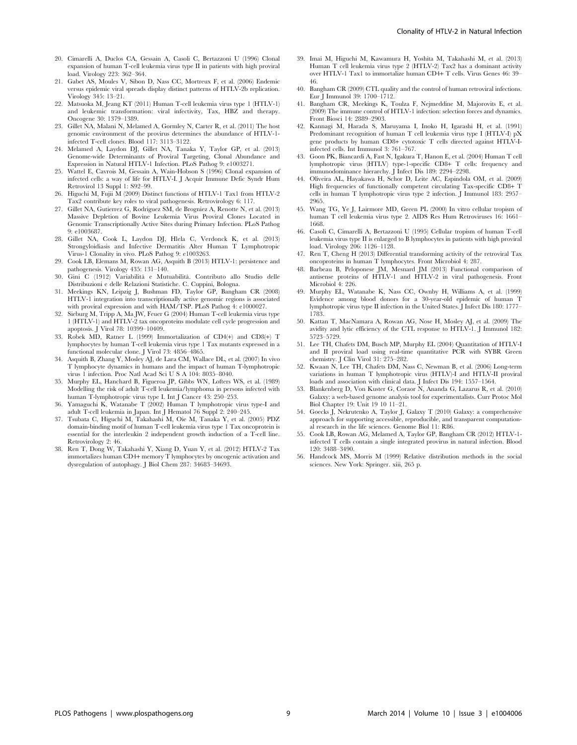20. Cimarelli A, Duclos CA, Gessain A, Casoli C, Bertazzoni U (1996) Clonal expansion of human T-cell leukemia virus type II in patients with high proviral load. Virology 223: 362–364.
21. Gabet AS, Moules V, Sibon D, Nass CC, Mortreux F, et al. (2006) Endemic versus epidemic viral spreads display distinct patterns of HTLV-2b replication. Virology 345: 13–21.
22. Matsuoka M, Jeang KT (2011) Human T-cell leukemia virus type 1 (HTLV-1) and leukemic transformation: viral infectivity, Tax, HBZ and therapy. Oncogene 30: 1379–1389.
23. Gillet NA, Malani N, Melamed A, Gormley N, Carter R, et al. (2011) The host genomic environment of the provirus determines the abundance of HTLV-1-infected T-cell clones. Blood 117: 3113–3122.
24. Melamed A, Laydon DJ, Gillet NA, Tanaka Y, Taylor GP, et al. (2013) Genome-wide Determinants of Proviral Targeting, Clonal Abundance and Expression in Natural HTLV-1 Infection. PLoS Pathog 9: e1003271.
25. Wattel E, Cavrois M, Gessain A, Wain-Hobson S (1996) Clonal expansion of infected cells: a way of life for HTLV-I. J Acquir Immune Defic Syndr Hum Retrovirol 13 Suppl 1: S92–99.
26. Higuchi M, Fujii M (2009) Distinct functions of HTLV-1 Tax1 from HTLV-2 Tax2 contribute key roles to viral pathogenesis. Retrovirology 6: 117.
27. Gillet NA, Gutierrez G, Rodriguez SM, de Brogniez A, Renotte N, et al. (2013) Massive Depletion of Bovine Leukemia Virus Proviral Clones Located in Genomic Transcriptionally Active Sites during Primary Infection. PLoS Pathog 9: e1003687.
28. Gillet NA, Cook L, Laydon DJ, Hlela C, Verdonck K, et al. (2013) Strongyloidiasis and Infective Dermatitis Alter Human T Lymphotropic Virus-1 Clonality in vivo. PLoS Pathog 9: e1003263.
29. Cook LB, Elemans M, Rowan AG, Asquith B (2013) HTLV-1: persistence and pathogenesis. Virology 435: 131–140.
30. Gini C (1912) Variabilità e Mutuabilità. Contributo allo Studio delle Distribuzioni e delle Relazioni Statistiche. C. Cuppini, Bologna.
31. Meekings KN, Leipzig J, Bushman FD, Taylor GP, Bangham CR (2008) HTLV-1 integration into transcriptionally active genomic regions is associated with proviral expression and with HAM/TSP. PLoS Pathog 4: e1000027.
32. Sieburg M, Tripp A, Ma JW, Feuer G (2004) Human T-cell leukemia virus type 1 (HTLV-1) and HTLV-2 tax oncoproteins modulate cell cycle progression and apoptosis. J Virol 78: 10399–10409.
33. Robek MD, Ratner L (1999) Immortalization of CD4(+) and CD8(+) T lymphocytes by human T-cell leukemia virus type 1 Tax mutants expressed in a functional molecular clone. J Virol 73: 4856–4865.
34. Asquith B, Zhang Y, Mosley AJ, de Lara CM, Wallace DL, et al. (2007) In vivo T lymphocyte dynamics in humans and the impact of human T-lymphotropic virus 1 infection. Proc Natl Acad Sci U S A 104: 8035–8040.
35. Murphy EL, Hanchard B, Figueroa JP, Gibbs WN, Lofters WS, et al. (1989) Modelling the risk of adult T-cell leukemia/lymphoma in persons infected with human T-lymphotropic virus type I. Int J Cancer 43: 250–253.
36. Yamaguchi K, Watanabe T (2002) Human T lymphotropic virus type-I and adult T-cell leukemia in Japan. Int J Hematol 76 Suppl 2: 240–245.
37. Tsubata C, Higuchi M, Takahashi M, Oie M, Tanaka Y, et al. (2005) PDZ domain-binding motif of human T-cell leukemia virus type 1 Tax oncoprotein is essential for the interleukin 2 independent growth induction of a T-cell line. Retrovirology 2: 46.
38. Ren T, Dong W, Takahashi Y, Xiang D, Yuan Y, et al. (2012) HTLV-2 Tax immortalizes human CD4+ memory T lymphocytes by oncogenic activation and dysregulation of autophagy. J Biol Chem 287: 34683–34693.
39. Imai M, Higuchi M, Kawamura H, Yoshita M, Takahashi M, et al. (2013) Human T cell leukemia virus type 2 (HTLV-2) Tax2 has a dominant activity over HTLV-1 Tax1 to immortalize human CD4+ T cells. Virus Genes 46: 39–46.
40. Bangham CR (2009) CTL quality and the control of human retroviral infections. Eur J Immunol 39: 1700–1712.
41. Bangham CR, Meekings K, Toulza F, Nejmeddine M, Majorovits E, et al. (2009) The immune control of HTLV-1 infection: selection forces and dynamics. Front Biosci 14: 2889–2903.
42. Kannagi M, Harada S, Maruyama I, Inoko H, Igarashi H, et al. (1991) Predominant recognition of human T cell leukemia virus type I (HTLV-I) pX gene products by human CD8+ cytotoxic T cells directed against HTLV-I-infected cells. Int Immunol 3: 761–767.
43. Goon PK, Biancardi A, Fast N, Igakura T, Hanon E, et al. (2004) Human T cell lymphotropic virus (HTLV) type-1-specific CD8+ T cells: frequency and immunodominance hierarchy. J Infect Dis 189: 2294–2298.
44. Oliveira AL, Hayakawa H, Schor D, Leite AC, Espindola OM, et al. (2009) High frequencies of functionally competent circulating Tax-specific CD8+ T cells in human T lymphotropic virus type 2 infection. J Immunol 183: 2957–2965.
45. Wang TG, Ye J, Lairmore MD, Green PL (2000) In vitro cellular tropism of human T cell leukemia virus type 2. AIDS Res Hum Retroviruses 16: 1661–1668.
46. Casoli C, Cimarelli A, Bertazzoni U (1995) Cellular tropism of human T-cell leukemia virus type II is enlarged to B lymphocytes in patients with high proviral load. Virology 206: 1126–1128.
47. Ren T, Cheng H (2013) Differential transforming activity of the retroviral Tax oncoproteins in human T lymphocytes. Front Microbiol 4: 287.
48. Barbeau B, Peloponese JM, Mesnard JM (2013) Functional comparison of antisense proteins of HTLV-1 and HTLV-2 in viral pathogenesis. Front Microbiol 4: 226.
49. Murphy EL, Watanabe K, Nass CC, Ownby H, Williams A, et al. (1999) Evidence among blood donors for a 30-year-old epidemic of human T lymphotropic virus type II infection in the United States. J Infect Dis 180: 1777–1783.
50. Kattan T, MacNamara A, Rowan AG, Nose H, Mosley AJ, et al. (2009) The avidity and lytic efficiency of the CTL response to HTLV-1. J Immunol 182: 5723–5729.
51. Lee TH, Chafets DM, Busch MP, Murphy EL (2004) Quantitation of HTLV-I and II proviral load using real-time quantitative PCR with SYBR Green chemistry. J Clin Virol 31: 275–282.
52. Kwaan N, Lee TH, Chafets DM, Nass C, Newman B, et al. (2006) Long-term variations in human T lymphotropic virus (HTLV)-I and HTLV-II proviral loads and association with clinical data. J Infect Dis 194: 1557–1564.
53. Blankenberg D, Von Kuster G, Coraor N, Ananda G, Lazarus R, et al. (2010) Galaxy: a web-based genome analysis tool for experimentalists. Curr Protoc Mol Biol Chapter 19: Unit 19 10 11–21.
54. Goecks J, Nekrutenko A, Taylor J, Galaxy T (2010) Galaxy: a comprehensive approach for supporting accessible, reproducible, and transparent computational research in the life sciences. Genome Biol 11: R86.
55. Cook LB, Rowan AG, Melamed A, Taylor GP, Bangham CR (2012) HTLV-1-infected T cells contain a single integrated provirus in natural infection. Blood 120: 3488–3490.
56. Handcock MS, Morris M (1999) Relative distribution methods in the social sciences. New York: Springer. xiii, 265 p.